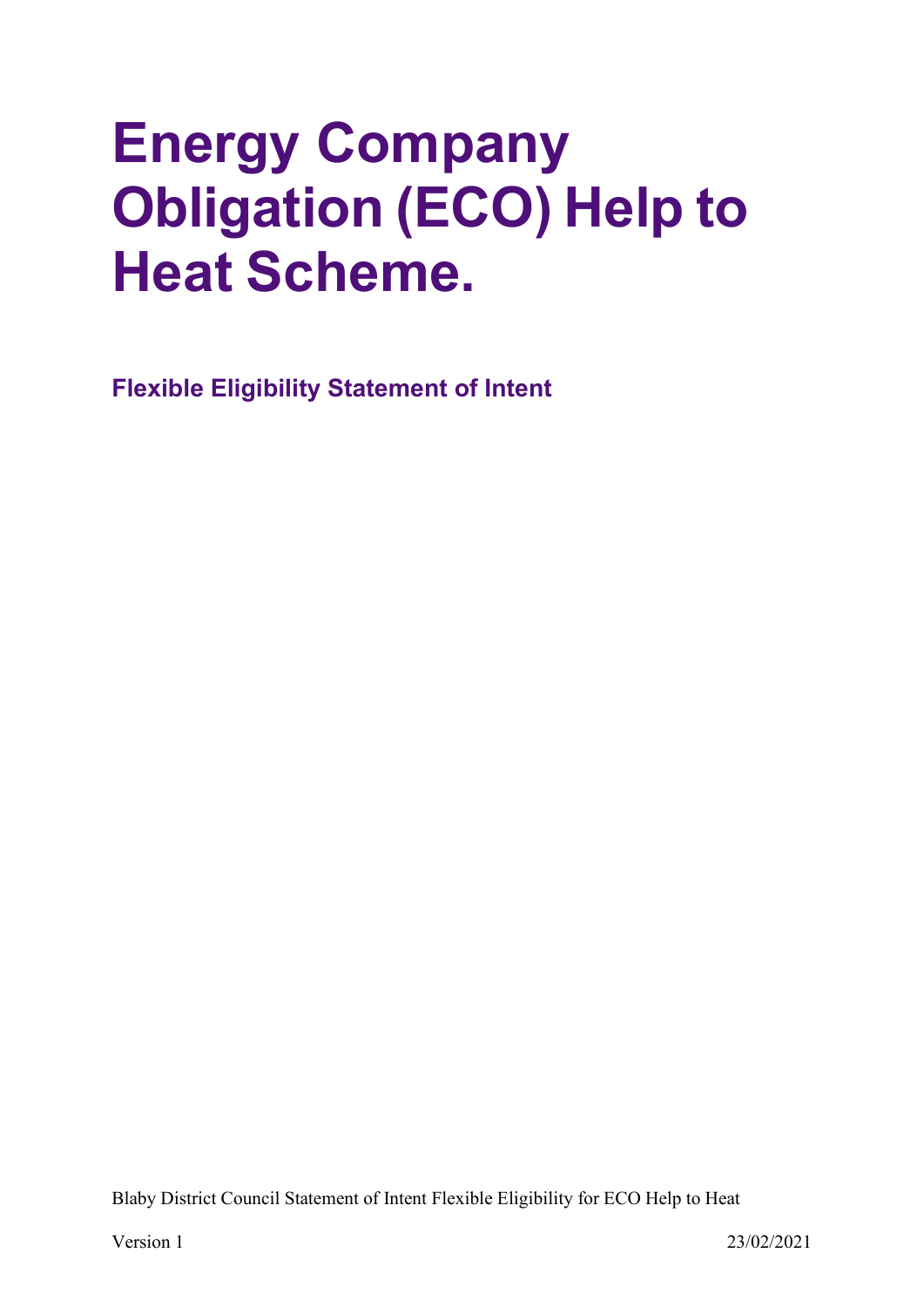# Energy Company Obligation (ECO) Help to Heat Scheme.

## Flexible Eligibility Statement of Intent

Blaby District Council Statement of Intent Flexible Eligibility for ECO Help to Heat

Version 1 23/02/2021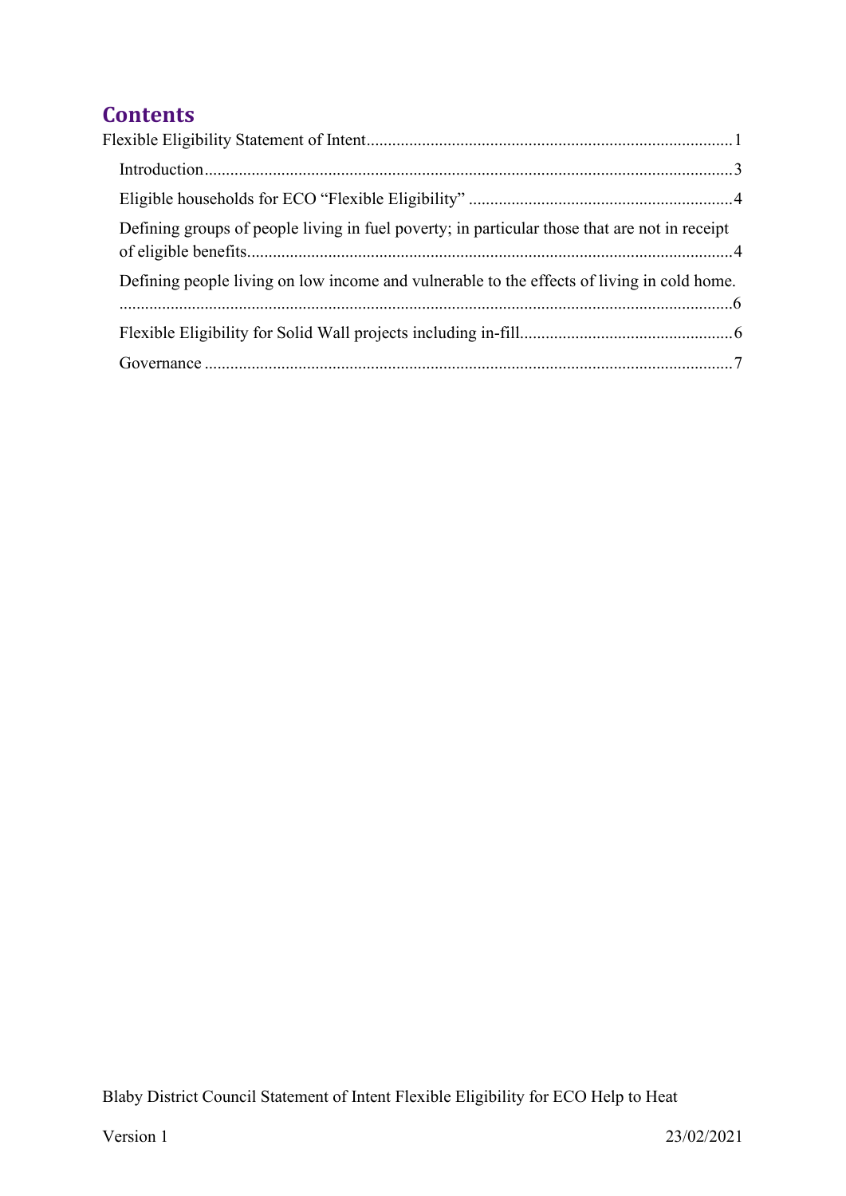# Contents

Flexible Eligibility Statement of Intent.....................................................................................1

Introduction..........................................................................................................................3

Eligible households for ECO "Flexible Eligibility" .............................................................4

Defining groups of people living in fuel poverty; in particular those that are not in receipt of eligible benefits.................................................................................................................4

Defining people living on low income and vulnerable to the effects of living in cold home. ..............................................................................................................................................6

Flexible Eligibility for Solid Wall projects including in-fill.................................................6

Governance ...........................................................................................................................7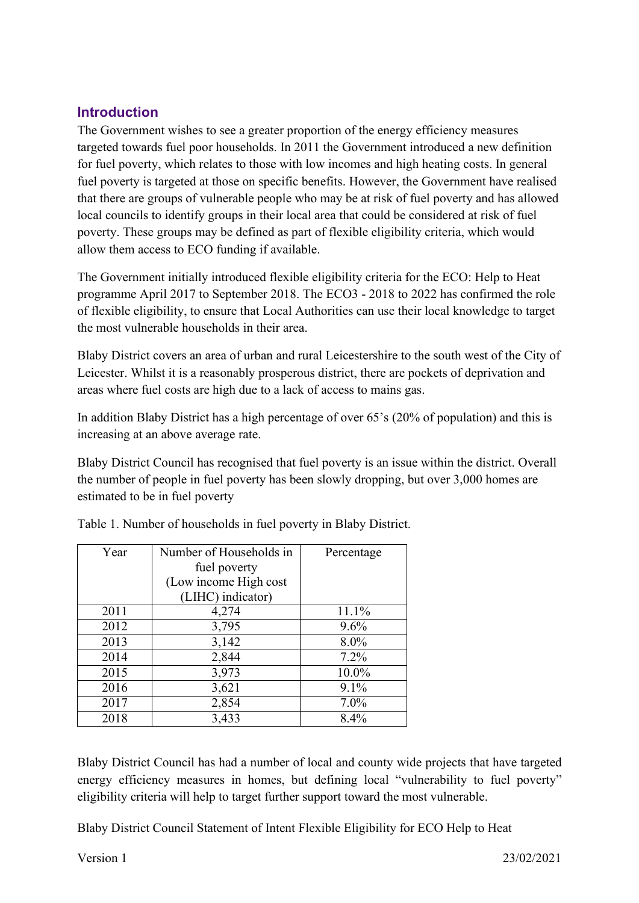## Introduction

The Government wishes to see a greater proportion of the energy efficiency measures targeted towards fuel poor households. In 2011 the Government introduced a new definition for fuel poverty, which relates to those with low incomes and high heating costs. In general fuel poverty is targeted at those on specific benefits. However, the Government have realised that there are groups of vulnerable people who may be at risk of fuel poverty and has allowed local councils to identify groups in their local area that could be considered at risk of fuel poverty. These groups may be defined as part of flexible eligibility criteria, which would allow them access to ECO funding if available.

The Government initially introduced flexible eligibility criteria for the ECO: Help to Heat programme April 2017 to September 2018. The ECO3 - 2018 to 2022 has confirmed the role of flexible eligibility, to ensure that Local Authorities can use their local knowledge to target the most vulnerable households in their area.

Blaby District covers an area of urban and rural Leicestershire to the south west of the City of Leicester. Whilst it is a reasonably prosperous district, there are pockets of deprivation and areas where fuel costs are high due to a lack of access to mains gas.

In addition Blaby District has a high percentage of over 65's (20% of population) and this is increasing at an above average rate.

Blaby District Council has recognised that fuel poverty is an issue within the district. Overall the number of people in fuel poverty has been slowly dropping, but over 3,000 homes are estimated to be in fuel poverty

Table 1. Number of households in fuel poverty in Blaby District.

| Year | Number of Households in fuel poverty (Low income High cost (LIHC) indicator) | Percentage |
|---|---|---|
| 2011 | 4,274 | 11.1% |
| 2012 | 3,795 | 9.6% |
| 2013 | 3,142 | 8.0% |
| 2014 | 2,844 | 7.2% |
| 2015 | 3,973 | 10.0% |
| 2016 | 3,621 | 9.1% |
| 2017 | 2,854 | 7.0% |
| 2018 | 3,433 | 8.4% |

Blaby District Council has had a number of local and county wide projects that have targeted energy efficiency measures in homes, but defining local "vulnerability to fuel poverty" eligibility criteria will help to target further support toward the most vulnerable.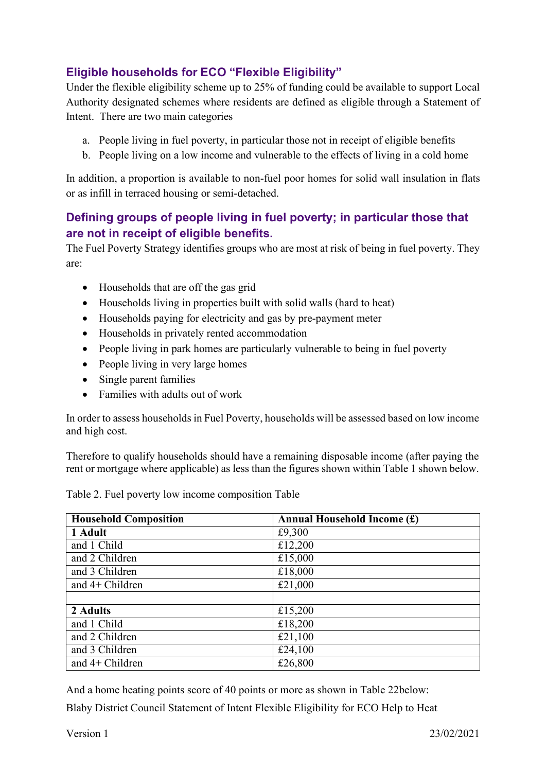## Eligible households for ECO "Flexible Eligibility"

Under the flexible eligibility scheme up to 25% of funding could be available to support Local Authority designated schemes where residents are defined as eligible through a Statement of Intent. There are two main categories

a. People living in fuel poverty, in particular those not in receipt of eligible benefits
b. People living on a low income and vulnerable to the effects of living in a cold home

In addition, a proportion is available to non-fuel poor homes for solid wall insulation in flats or as infill in terraced housing or semi-detached.

## Defining groups of people living in fuel poverty; in particular those that are not in receipt of eligible benefits.

The Fuel Poverty Strategy identifies groups who are most at risk of being in fuel poverty. They are:

- Households that are off the gas grid
- Households living in properties built with solid walls (hard to heat)
- Households paying for electricity and gas by pre-payment meter
- Households in privately rented accommodation
- People living in park homes are particularly vulnerable to being in fuel poverty
- People living in very large homes
- Single parent families
- Families with adults out of work

In order to assess households in Fuel Poverty, households will be assessed based on low income and high cost.

Therefore to qualify households should have a remaining disposable income (after paying the rent or mortgage where applicable) as less than the figures shown within Table 1 shown below.

Table 2. Fuel poverty low income composition Table

| Household Composition | Annual Household Income (£) |
|---|---|
| **1 Adult** | £9,300 |
| and 1 Child | £12,200 |
| and 2 Children | £15,000 |
| and 3 Children | £18,000 |
| and 4+ Children | £21,000 |
| | |
| **2 Adults** | £15,200 |
| and 1 Child | £18,200 |
| and 2 Children | £21,100 |
| and 3 Children | £24,100 |
| and 4+ Children | £26,800 |

And a home heating points score of 40 points or more as shown in Table 22below: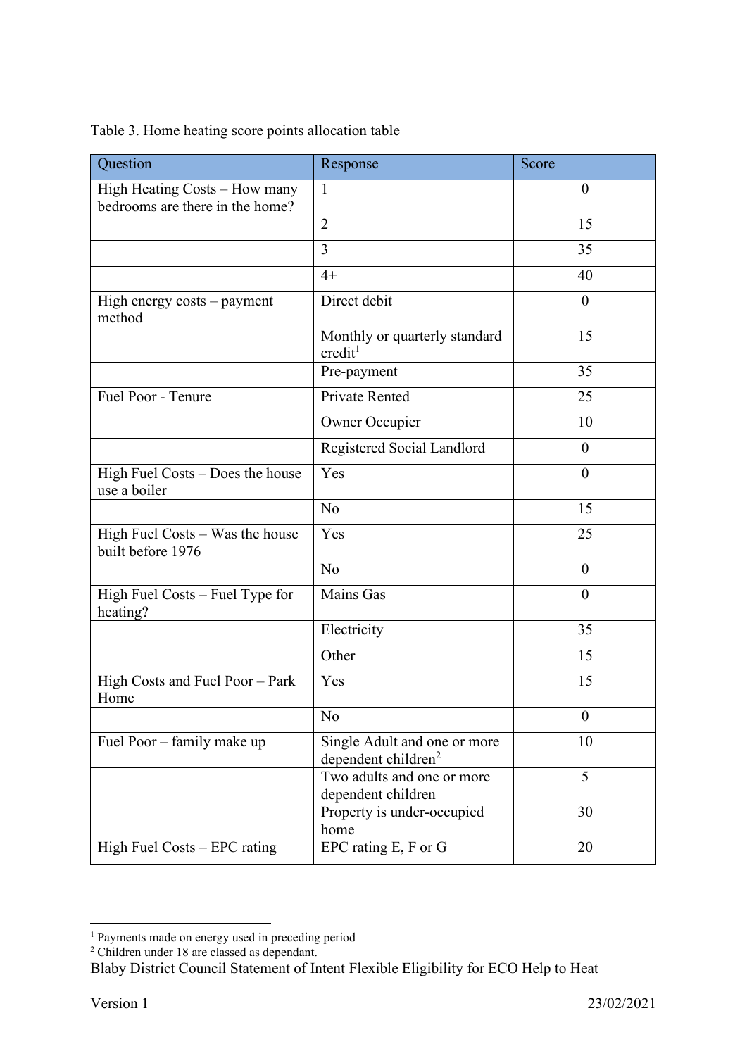Table 3. Home heating score points allocation table

| Question | Response | Score |
|---|---|---|
| High Heating Costs – How many bedrooms are there in the home? | 1 | 0 |
| | 2 | 15 |
| | 3 | 35 |
| | 4+ | 40 |
| High energy costs – payment method | Direct debit | 0 |
| | Monthly or quarterly standard credit[1] | 15 |
| | Pre-payment | 35 |
| Fuel Poor - Tenure | Private Rented | 25 |
| | Owner Occupier | 10 |
| | Registered Social Landlord | 0 |
| High Fuel Costs – Does the house use a boiler | Yes | 0 |
| | No | 15 |
| High Fuel Costs – Was the house built before 1976 | Yes | 25 |
| | No | 0 |
| High Fuel Costs – Fuel Type for heating? | Mains Gas | 0 |
| | Electricity | 35 |
| | Other | 15 |
| High Costs and Fuel Poor – Park Home | Yes | 15 |
| | No | 0 |
| Fuel Poor – family make up | Single Adult and one or more dependent children[2] | 10 |
| | Two adults and one or more dependent children | 5 |
| | Property is under-occupied home | 30 |
| High Fuel Costs – EPC rating | EPC rating E, F or G | 20 |

[1] Payments made on energy used in preceding period

[2] Children under 18 are classed as dependant.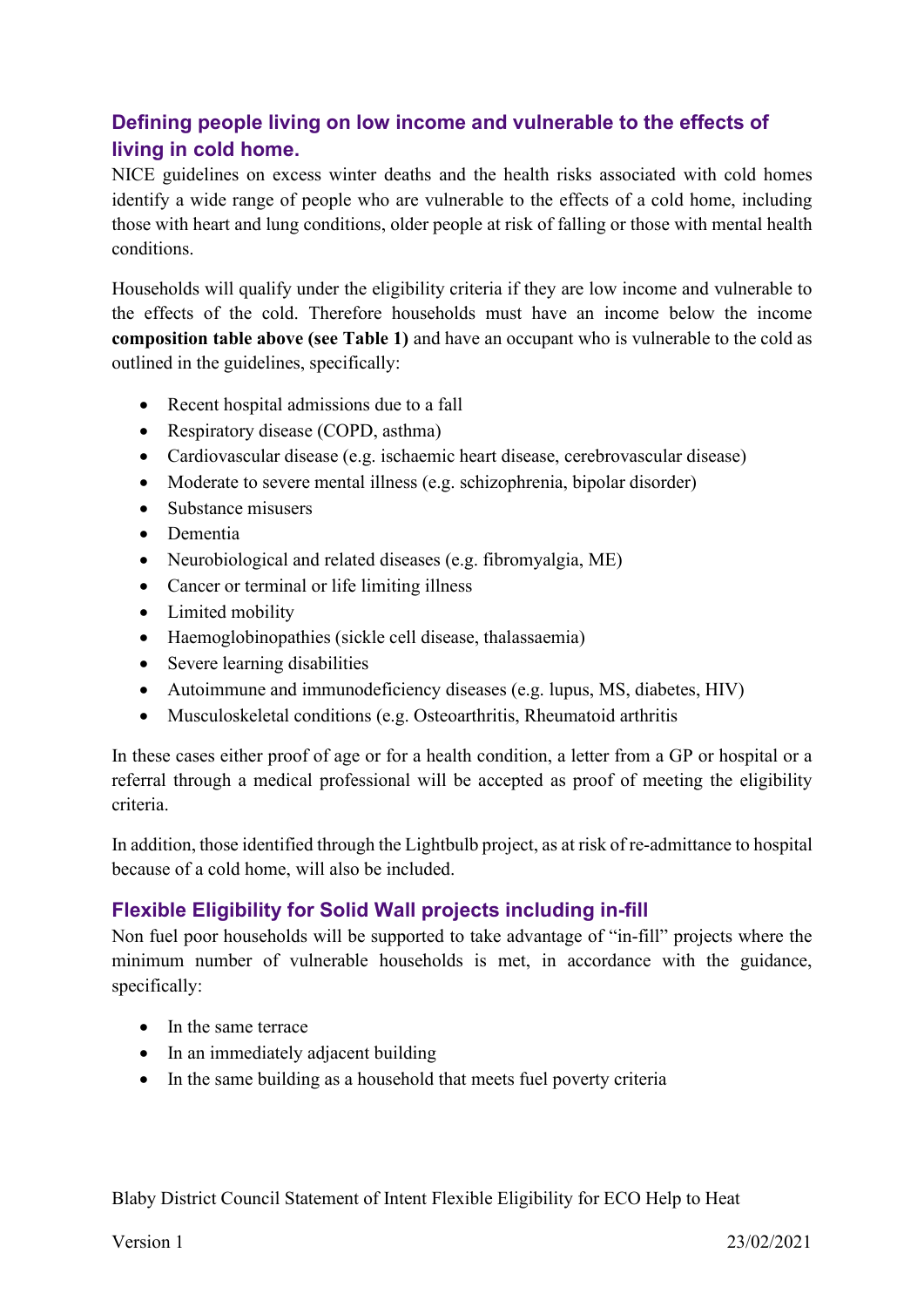## Defining people living on low income and vulnerable to the effects of living in cold home.

NICE guidelines on excess winter deaths and the health risks associated with cold homes identify a wide range of people who are vulnerable to the effects of a cold home, including those with heart and lung conditions, older people at risk of falling or those with mental health conditions.

Households will qualify under the eligibility criteria if they are low income and vulnerable to the effects of the cold. Therefore households must have an income below the income **composition table above (see Table 1)** and have an occupant who is vulnerable to the cold as outlined in the guidelines, specifically:

- Recent hospital admissions due to a fall
- Respiratory disease (COPD, asthma)
- Cardiovascular disease (e.g. ischaemic heart disease, cerebrovascular disease)
- Moderate to severe mental illness (e.g. schizophrenia, bipolar disorder)
- Substance misusers
- Dementia
- Neurobiological and related diseases (e.g. fibromyalgia, ME)
- Cancer or terminal or life limiting illness
- Limited mobility
- Haemoglobinopathies (sickle cell disease, thalassaemia)
- Severe learning disabilities
- Autoimmune and immunodeficiency diseases (e.g. lupus, MS, diabetes, HIV)
- Musculoskeletal conditions (e.g. Osteoarthritis, Rheumatoid arthritis

In these cases either proof of age or for a health condition, a letter from a GP or hospital or a referral through a medical professional will be accepted as proof of meeting the eligibility criteria.

In addition, those identified through the Lightbulb project, as at risk of re-admittance to hospital because of a cold home, will also be included.

## Flexible Eligibility for Solid Wall projects including in-fill

Non fuel poor households will be supported to take advantage of "in-fill" projects where the minimum number of vulnerable households is met, in accordance with the guidance, specifically:

- In the same terrace
- In an immediately adjacent building
- In the same building as a household that meets fuel poverty criteria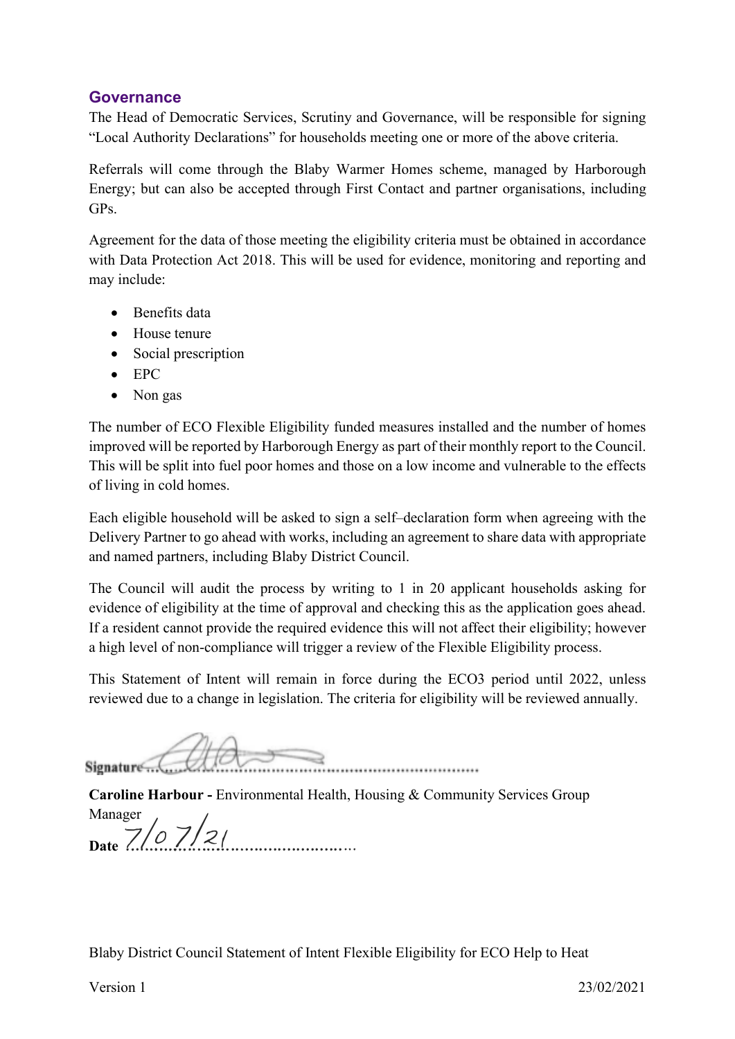## Governance

The Head of Democratic Services, Scrutiny and Governance, will be responsible for signing "Local Authority Declarations" for households meeting one or more of the above criteria.

Referrals will come through the Blaby Warmer Homes scheme, managed by Harborough Energy; but can also be accepted through First Contact and partner organisations, including GPs.

Agreement for the data of those meeting the eligibility criteria must be obtained in accordance with Data Protection Act 2018. This will be used for evidence, monitoring and reporting and may include:

- Benefits data
- House tenure
- Social prescription
- EPC
- Non gas

The number of ECO Flexible Eligibility funded measures installed and the number of homes improved will be reported by Harborough Energy as part of their monthly report to the Council. This will be split into fuel poor homes and those on a low income and vulnerable to the effects of living in cold homes.

Each eligible household will be asked to sign a self–declaration form when agreeing with the Delivery Partner to go ahead with works, including an agreement to share data with appropriate and named partners, including Blaby District Council.

The Council will audit the process by writing to 1 in 20 applicant households asking for evidence of eligibility at the time of approval and checking this as the application goes ahead. If a resident cannot provide the required evidence this will not affect their eligibility; however a high level of non-compliance will trigger a review of the Flexible Eligibility process.

This Statement of Intent will remain in force during the ECO3 period until 2022, unless reviewed due to a change in legislation. The criteria for eligibility will be reviewed annually.

Signature ..........................................................................

**Caroline Harbour -** Environmental Health, Housing & Community Services Group Manager

**Date** 7/07/21 ..............................................

Blaby District Council Statement of Intent Flexible Eligibility for ECO Help to Heat

Version 1 23/02/2021